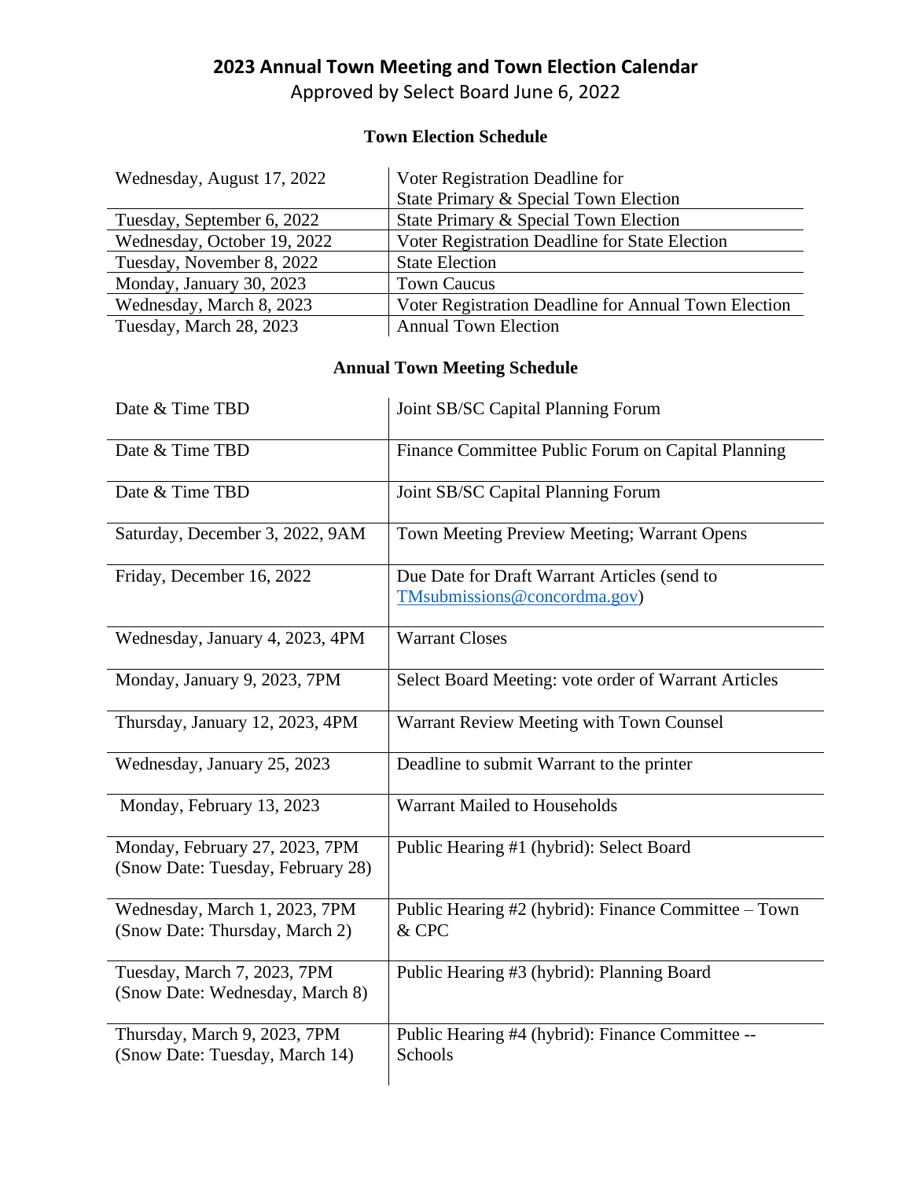# 2023 Annual Town Meeting and Town Election Calendar

Approved by Select Board June 6, 2022

## Town Election Schedule

| Date | Event |
|---|---|
| Wednesday, August 17, 2022 | Voter Registration Deadline for State Primary & Special Town Election |
| Tuesday, September 6, 2022 | State Primary & Special Town Election |
| Wednesday, October 19, 2022 | Voter Registration Deadline for State Election |
| Tuesday, November 8, 2022 | State Election |
| Monday, January 30, 2023 | Town Caucus |
| Wednesday, March 8, 2023 | Voter Registration Deadline for Annual Town Election |
| Tuesday, March 28, 2023 | Annual Town Election |

## Annual Town Meeting Schedule

| Date | Event |
|---|---|
| Date & Time TBD | Joint SB/SC Capital Planning Forum |
| Date & Time TBD | Finance Committee Public Forum on Capital Planning |
| Date & Time TBD | Joint SB/SC Capital Planning Forum |
| Saturday, December 3, 2022, 9AM | Town Meeting Preview Meeting; Warrant Opens |
| Friday, December 16, 2022 | Due Date for Draft Warrant Articles (send to TMsubmissions@concordma.gov) |
| Wednesday, January 4, 2023, 4PM | Warrant Closes |
| Monday, January 9, 2023, 7PM | Select Board Meeting: vote order of Warrant Articles |
| Thursday, January 12, 2023, 4PM | Warrant Review Meeting with Town Counsel |
| Wednesday, January 25, 2023 | Deadline to submit Warrant to the printer |
| Monday, February 13, 2023 | Warrant Mailed to Households |
| Monday, February 27, 2023, 7PM (Snow Date: Tuesday, February 28) | Public Hearing #1 (hybrid): Select Board |
| Wednesday, March 1, 2023, 7PM (Snow Date: Thursday, March 2) | Public Hearing #2 (hybrid): Finance Committee – Town & CPC |
| Tuesday, March 7, 2023, 7PM (Snow Date: Wednesday, March 8) | Public Hearing #3 (hybrid): Planning Board |
| Thursday, March 9, 2023, 7PM (Snow Date: Tuesday, March 14) | Public Hearing #4 (hybrid): Finance Committee -- Schools |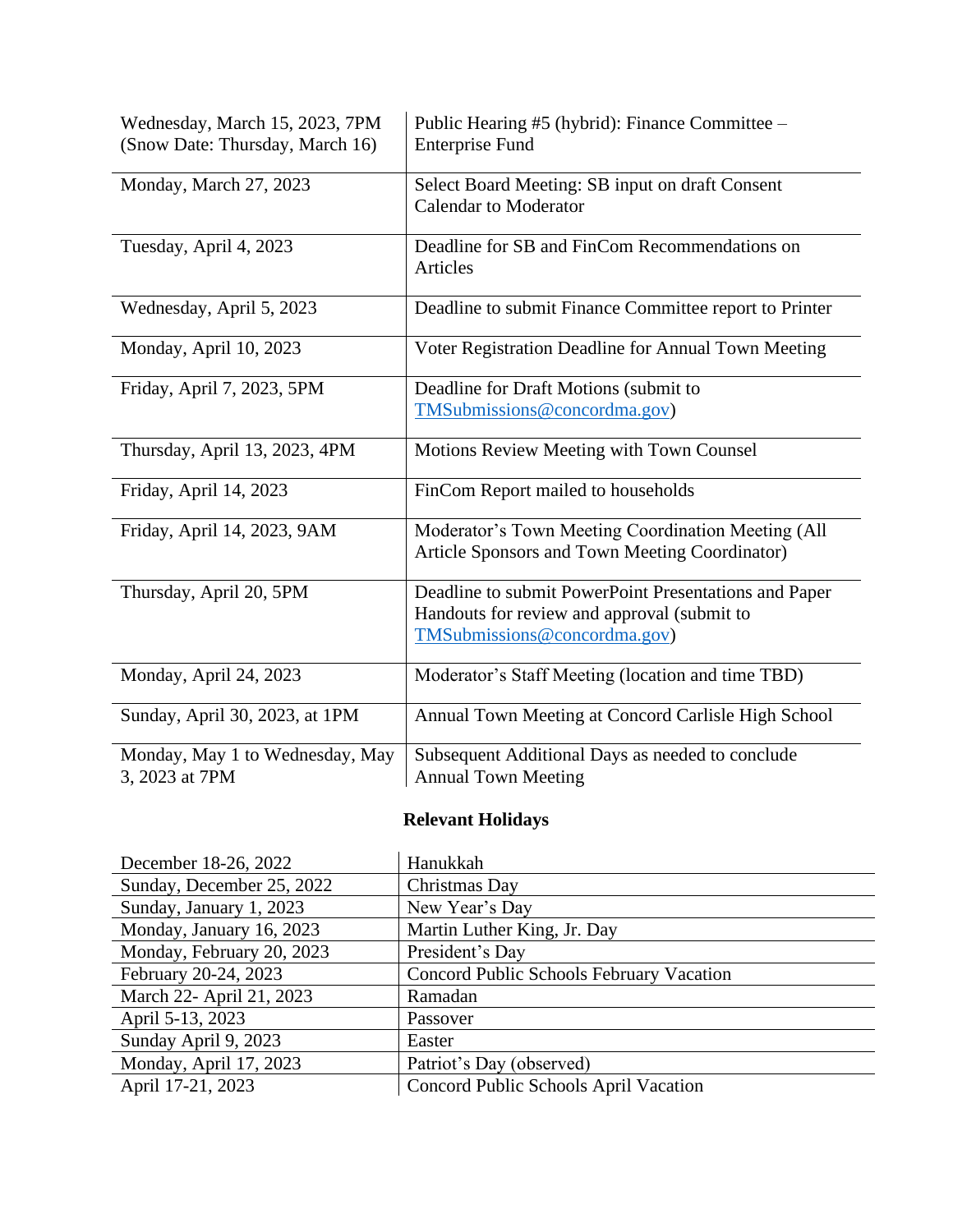| | |
|---|---|
| Wednesday, March 15, 2023, 7PM (Snow Date: Thursday, March 16) | Public Hearing #5 (hybrid): Finance Committee – Enterprise Fund |
| Monday, March 27, 2023 | Select Board Meeting: SB input on draft Consent Calendar to Moderator |
| Tuesday, April 4, 2023 | Deadline for SB and FinCom Recommendations on Articles |
| Wednesday, April 5, 2023 | Deadline to submit Finance Committee report to Printer |
| Monday, April 10, 2023 | Voter Registration Deadline for Annual Town Meeting |
| Friday, April 7, 2023, 5PM | Deadline for Draft Motions (submit to TMSubmissions@concordma.gov) |
| Thursday, April 13, 2023, 4PM | Motions Review Meeting with Town Counsel |
| Friday, April 14, 2023 | FinCom Report mailed to households |
| Friday, April 14, 2023, 9AM | Moderator's Town Meeting Coordination Meeting (All Article Sponsors and Town Meeting Coordinator) |
| Thursday, April 20, 5PM | Deadline to submit PowerPoint Presentations and Paper Handouts for review and approval (submit to TMSubmissions@concordma.gov) |
| Monday, April 24, 2023 | Moderator's Staff Meeting (location and time TBD) |
| Sunday, April 30, 2023, at 1PM | Annual Town Meeting at Concord Carlisle High School |
| Monday, May 1 to Wednesday, May 3, 2023 at 7PM | Subsequent Additional Days as needed to conclude Annual Town Meeting |

**Relevant Holidays**

| | |
|---|---|
| December 18-26, 2022 | Hanukkah |
| Sunday, December 25, 2022 | Christmas Day |
| Sunday, January 1, 2023 | New Year's Day |
| Monday, January 16, 2023 | Martin Luther King, Jr. Day |
| Monday, February 20, 2023 | President's Day |
| February 20-24, 2023 | Concord Public Schools February Vacation |
| March 22- April 21, 2023 | Ramadan |
| April 5-13, 2023 | Passover |
| Sunday April 9, 2023 | Easter |
| Monday, April 17, 2023 | Patriot's Day (observed) |
| April 17-21, 2023 | Concord Public Schools April Vacation |